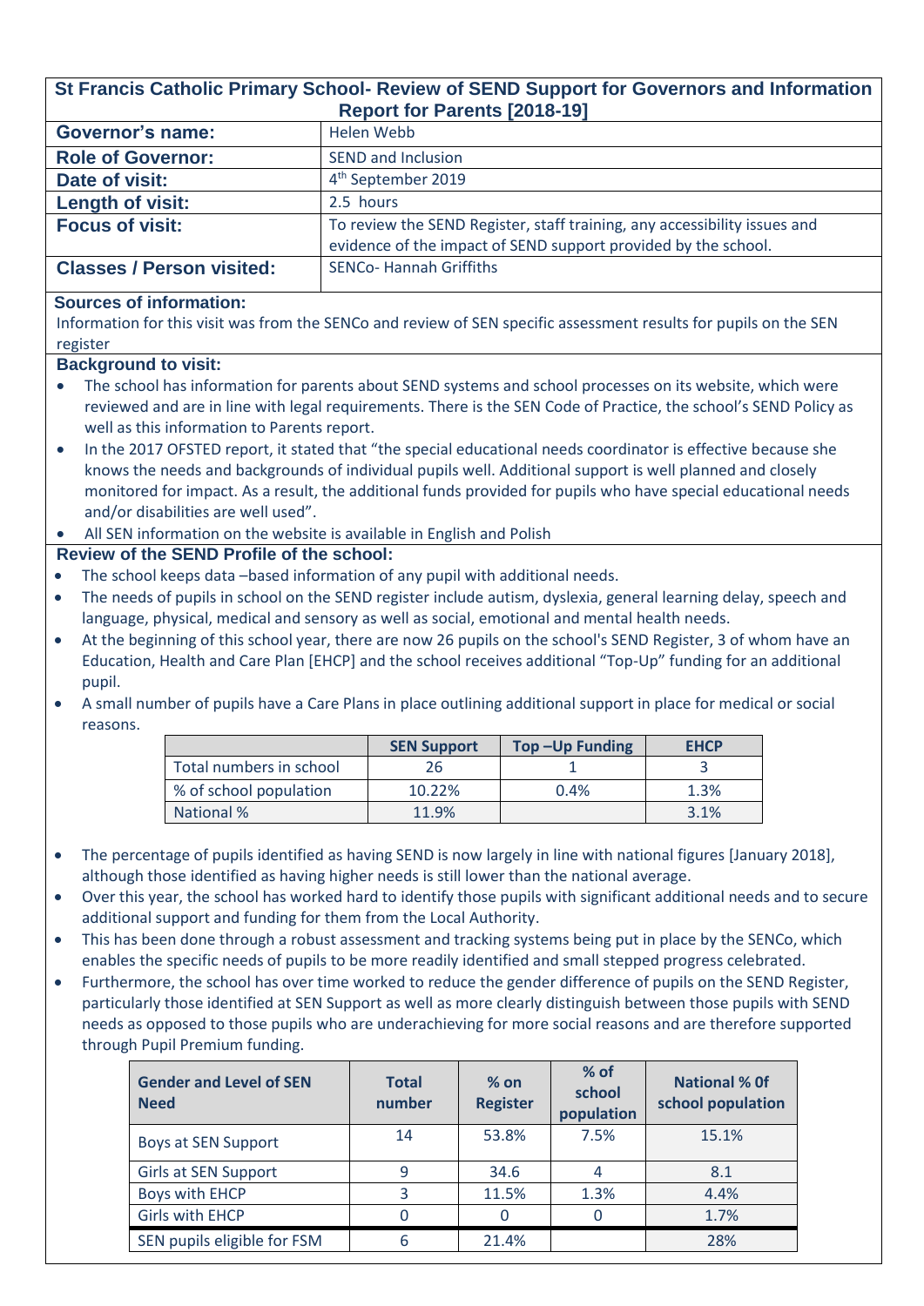# St Francis Catholic Primary School- Review of SEND Support for Governors and Information Report for Parents [2018-19]

| | |
|---|---|
| **Governor's name:** | Helen Webb |
| **Role of Governor:** | SEND and Inclusion |
| **Date of visit:** | 4th September 2019 |
| **Length of visit:** | 2.5 hours |
| **Focus of visit:** | To review the SEND Register, staff training, any accessibility issues and evidence of the impact of SEND support provided by the school. |
| **Classes / Person visited:** | SENCo- Hannah Griffiths |

### Sources of information:

Information for this visit was from the SENCo and review of SEN specific assessment results for pupils on the SEN register

### Background to visit:

- The school has information for parents about SEND systems and school processes on its website, which were reviewed and are in line with legal requirements. There is the SEN Code of Practice, the school's SEND Policy as well as this information to Parents report.
- In the 2017 OFSTED report, it stated that "the special educational needs coordinator is effective because she knows the needs and backgrounds of individual pupils well. Additional support is well planned and closely monitored for impact. As a result, the additional funds provided for pupils who have special educational needs and/or disabilities are well used".
- All SEN information on the website is available in English and Polish

### Review of the SEND Profile of the school:

- The school keeps data –based information of any pupil with additional needs.
- The needs of pupils in school on the SEND register include autism, dyslexia, general learning delay, speech and language, physical, medical and sensory as well as social, emotional and mental health needs.
- At the beginning of this school year, there are now 26 pupils on the school's SEND Register, 3 of whom have an Education, Health and Care Plan [EHCP] and the school receives additional "Top-Up" funding for an additional pupil.
- A small number of pupils have a Care Plans in place outlining additional support in place for medical or social reasons.

| | SEN Support | Top –Up Funding | EHCP |
|---|---|---|---|
| Total numbers in school | 26 | 1 | 3 |
| % of school population | 10.22% | 0.4% | 1.3% |
| National % | 11.9% | | 3.1% |

- The percentage of pupils identified as having SEND is now largely in line with national figures [January 2018], although those identified as having higher needs is still lower than the national average.
- Over this year, the school has worked hard to identify those pupils with significant additional needs and to secure additional support and funding for them from the Local Authority.
- This has been done through a robust assessment and tracking systems being put in place by the SENCo, which enables the specific needs of pupils to be more readily identified and small stepped progress celebrated.
- Furthermore, the school has over time worked to reduce the gender difference of pupils on the SEND Register, particularly those identified at SEN Support as well as more clearly distinguish between those pupils with SEND needs as opposed to those pupils who are underachieving for more social reasons and are therefore supported through Pupil Premium funding.

| Gender and Level of SEN Need | Total number | % on Register | % of school population | National % 0f school population |
|---|---|---|---|---|
| Boys at SEN Support | 14 | 53.8% | 7.5% | 15.1% |
| Girls at SEN Support | 9 | 34.6 | 4 | 8.1 |
| Boys with EHCP | 3 | 11.5% | 1.3% | 4.4% |
| Girls with EHCP | 0 | 0 | 0 | 1.7% |
| SEN pupils eligible for FSM | 6 | 21.4% | | 28% |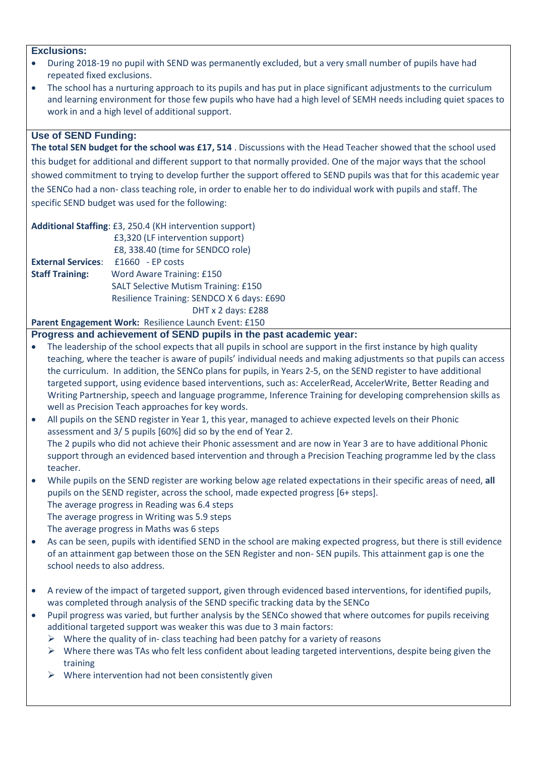## Exclusions:

- During 2018-19 no pupil with SEND was permanently excluded, but a very small number of pupils have had repeated fixed exclusions.
- The school has a nurturing approach to its pupils and has put in place significant adjustments to the curriculum and learning environment for those few pupils who have had a high level of SEMH needs including quiet spaces to work in and a high level of additional support.

## Use of SEND Funding:

**The total SEN budget for the school was £17, 514** . Discussions with the Head Teacher showed that the school used this budget for additional and different support to that normally provided. One of the major ways that the school showed commitment to trying to develop further the support offered to SEND pupils was that for this academic year the SENCo had a non- class teaching role, in order to enable her to do individual work with pupils and staff. The specific SEND budget was used for the following:

**Additional Staffing**: £3, 250.4 (KH intervention support)
£3,320 (LF intervention support)
£8, 338.40 (time for SENDCO role)

**External Services**: £1660 - EP costs

**Staff Training:** Word Aware Training: £150
SALT Selective Mutism Training: £150
Resilience Training: SENDCO X 6 days: £690
DHT x 2 days: £288

**Parent Engagement Work:** Resilience Launch Event: £150

## Progress and achievement of SEND pupils in the past academic year:

- The leadership of the school expects that all pupils in school are support in the first instance by high quality teaching, where the teacher is aware of pupils' individual needs and making adjustments so that pupils can access the curriculum. In addition, the SENCo plans for pupils, in Years 2-5, on the SEND register to have additional targeted support, using evidence based interventions, such as: AccelerRead, AccelerWrite, Better Reading and Writing Partnership, speech and language programme, Inference Training for developing comprehension skills as well as Precision Teach approaches for key words.
- All pupils on the SEND register in Year 1, this year, managed to achieve expected levels on their Phonic assessment and 3/ 5 pupils [60%] did so by the end of Year 2.
  The 2 pupils who did not achieve their Phonic assessment and are now in Year 3 are to have additional Phonic support through an evidenced based intervention and through a Precision Teaching programme led by the class teacher.
- While pupils on the SEND register are working below age related expectations in their specific areas of need, **all** pupils on the SEND register, across the school, made expected progress [6+ steps].
  The average progress in Reading was 6.4 steps
  The average progress in Writing was 5.9 steps
  The average progress in Maths was 6 steps
- As can be seen, pupils with identified SEND in the school are making expected progress, but there is still evidence of an attainment gap between those on the SEN Register and non- SEN pupils. This attainment gap is one the school needs to also address.

- A review of the impact of targeted support, given through evidenced based interventions, for identified pupils, was completed through analysis of the SEND specific tracking data by the SENCo
- Pupil progress was varied, but further analysis by the SENCo showed that where outcomes for pupils receiving additional targeted support was weaker this was due to 3 main factors:
  - Where the quality of in- class teaching had been patchy for a variety of reasons
  - Where there was TAs who felt less confident about leading targeted interventions, despite being given the training
  - Where intervention had not been consistently given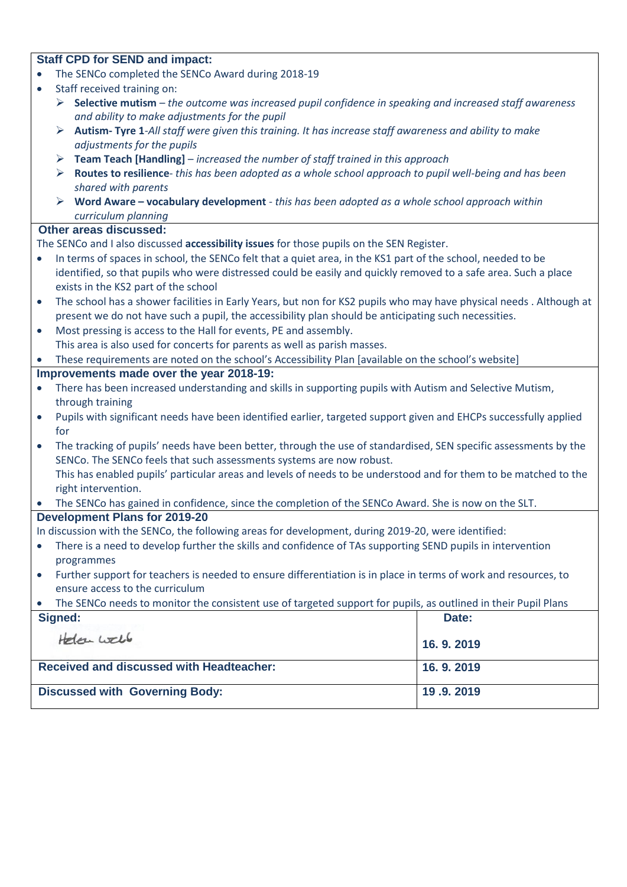## Staff CPD for SEND and impact:

- The SENCo completed the SENCo Award during 2018-19
- Staff received training on:
  - **Selective mutism** – *the outcome was increased pupil confidence in speaking and increased staff awareness and ability to make adjustments for the pupil*
  - **Autism- Tyre 1**-*All staff were given this training. It has increase staff awareness and ability to make adjustments for the pupils*
  - **Team Teach [Handling]** – *increased the number of staff trained in this approach*
  - **Routes to resilience**- *this has been adopted as a whole school approach to pupil well-being and has been shared with parents*
  - **Word Aware – vocabulary development** - *this has been adopted as a whole school approach within curriculum planning*

## Other areas discussed:

The SENCo and I also discussed **accessibility issues** for those pupils on the SEN Register.

- In terms of spaces in school, the SENCo felt that a quiet area, in the KS1 part of the school, needed to be identified, so that pupils who were distressed could be easily and quickly removed to a safe area. Such a place exists in the KS2 part of the school
- The school has a shower facilities in Early Years, but non for KS2 pupils who may have physical needs . Although at present we do not have such a pupil, the accessibility plan should be anticipating such necessities.
- Most pressing is access to the Hall for events, PE and assembly.
  This area is also used for concerts for parents as well as parish masses.
- These requirements are noted on the school's Accessibility Plan [available on the school's website]

## Improvements made over the year 2018-19:

- There has been increased understanding and skills in supporting pupils with Autism and Selective Mutism, through training
- Pupils with significant needs have been identified earlier, targeted support given and EHCPs successfully applied for
- The tracking of pupils' needs have been better, through the use of standardised, SEN specific assessments by the SENCo. The SENCo feels that such assessments systems are now robust.
  This has enabled pupils' particular areas and levels of needs to be understood and for them to be matched to the right intervention.
- The SENCo has gained in confidence, since the completion of the SENCo Award. She is now on the SLT.

## Development Plans for 2019-20

In discussion with the SENCo, the following areas for development, during 2019-20, were identified:

- There is a need to develop further the skills and confidence of TAs supporting SEND pupils in intervention programmes
- Further support for teachers is needed to ensure differentiation is in place in terms of work and resources, to ensure access to the curriculum
- The SENCo needs to monitor the consistent use of targeted support for pupils, as outlined in their Pupil Plans

| | |
|---|---|
| **Signed:** Helen Webb | **Date:** 16. 9. 2019 |
| **Received and discussed with Headteacher:** | **16. 9. 2019** |
| **Discussed with Governing Body:** | **19 .9. 2019** |